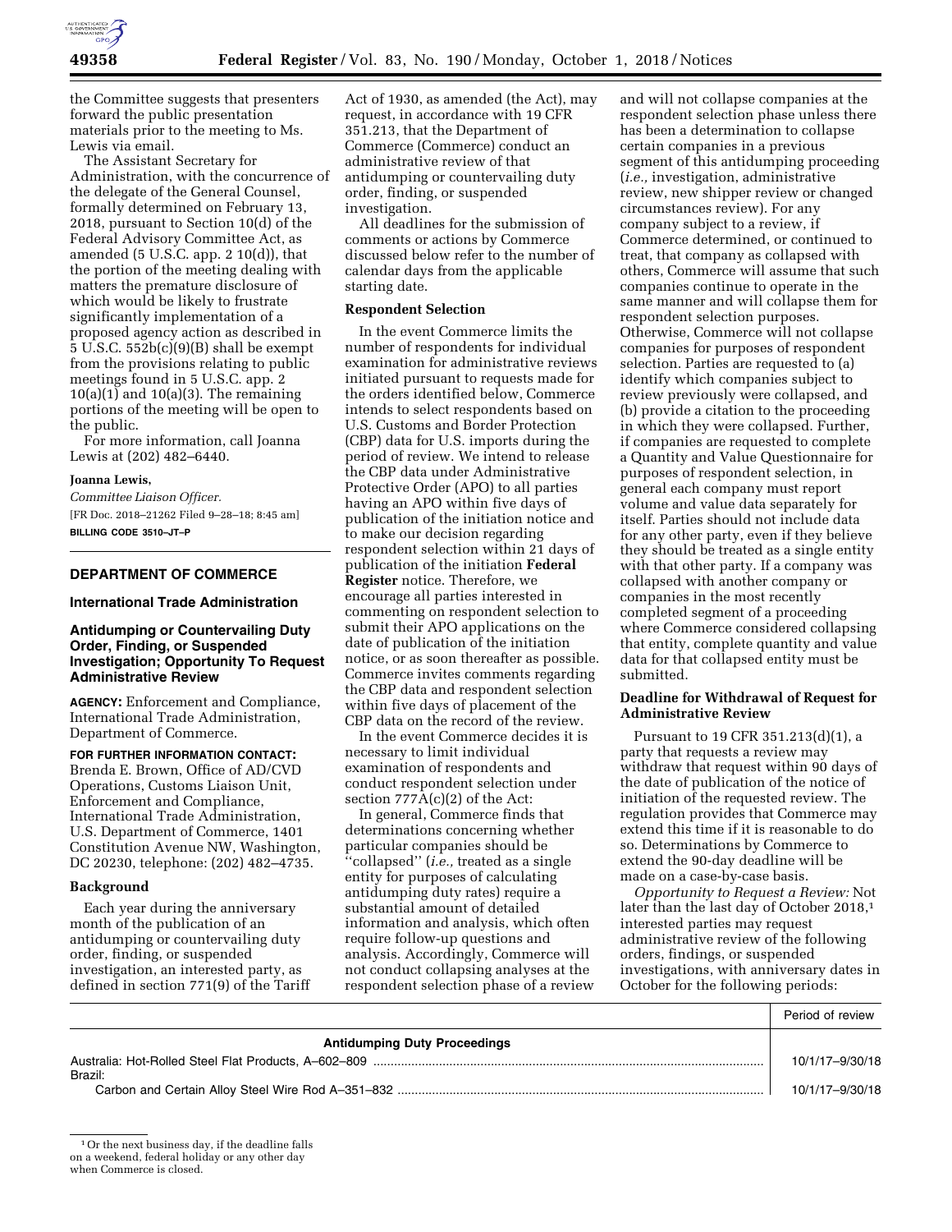the Committee suggests that presenters forward the public presentation materials prior to the meeting to Ms. Lewis via email.

The Assistant Secretary for Administration, with the concurrence of the delegate of the General Counsel, formally determined on February 13, 2018, pursuant to Section 10(d) of the Federal Advisory Committee Act, as amended (5 U.S.C. app. 2 10(d)), that the portion of the meeting dealing with matters the premature disclosure of which would be likely to frustrate significantly implementation of a proposed agency action as described in 5 U.S.C. 552b(c)(9)(B) shall be exempt from the provisions relating to public meetings found in 5 U.S.C. app. 2 10(a)(1) and 10(a)(3). The remaining portions of the meeting will be open to the public.

For more information, call Joanna Lewis at (202) 482–6440.

**Joanna Lewis,**

*Committee Liaison Officer.*

[FR Doc. 2018–21262 Filed 9–28–18; 8:45 am]

**BILLING CODE 3510–JT–P**

## DEPARTMENT OF COMMERCE

### International Trade Administration

### Antidumping or Countervailing Duty Order, Finding, or Suspended Investigation; Opportunity To Request Administrative Review

**AGENCY:** Enforcement and Compliance, International Trade Administration, Department of Commerce.

**FOR FURTHER INFORMATION CONTACT:** Brenda E. Brown, Office of AD/CVD Operations, Customs Liaison Unit, Enforcement and Compliance, International Trade Administration, U.S. Department of Commerce, 1401 Constitution Avenue NW, Washington, DC 20230, telephone: (202) 482–4735.

**Background**

Each year during the anniversary month of the publication of an antidumping or countervailing duty order, finding, or suspended investigation, an interested party, as defined in section 771(9) of the Tariff Act of 1930, as amended (the Act), may request, in accordance with 19 CFR 351.213, that the Department of Commerce (Commerce) conduct an administrative review of that antidumping or countervailing duty order, finding, or suspended investigation.

All deadlines for the submission of comments or actions by Commerce discussed below refer to the number of calendar days from the applicable starting date.

**Respondent Selection**

In the event Commerce limits the number of respondents for individual examination for administrative reviews initiated pursuant to requests made for the orders identified below, Commerce intends to select respondents based on U.S. Customs and Border Protection (CBP) data for U.S. imports during the period of review. We intend to release the CBP data under Administrative Protective Order (APO) to all parties having an APO within five days of publication of the initiation notice and to make our decision regarding respondent selection within 21 days of publication of the initiation **Federal Register** notice. Therefore, we encourage all parties interested in commenting on respondent selection to submit their APO applications on the date of publication of the initiation notice, or as soon thereafter as possible. Commerce invites comments regarding the CBP data and respondent selection within five days of placement of the CBP data on the record of the review.

In the event Commerce decides it is necessary to limit individual examination of respondents and conduct respondent selection under section 777A(c)(2) of the Act:

In general, Commerce finds that determinations concerning whether particular companies should be "collapsed" (*i.e.,* treated as a single entity for purposes of calculating antidumping duty rates) require a substantial amount of detailed information and analysis, which often require follow-up questions and analysis. Accordingly, Commerce will not conduct collapsing analyses at the respondent selection phase of a review and will not collapse companies at the respondent selection phase unless there has been a determination to collapse certain companies in a previous segment of this antidumping proceeding (*i.e.,* investigation, administrative review, new shipper review or changed circumstances review). For any company subject to a review, if Commerce determined, or continued to treat, that company as collapsed with others, Commerce will assume that such companies continue to operate in the same manner and will collapse them for respondent selection purposes. Otherwise, Commerce will not collapse companies for purposes of respondent selection. Parties are requested to (a) identify which companies subject to review previously were collapsed, and (b) provide a citation to the proceeding in which they were collapsed. Further, if companies are requested to complete a Quantity and Value Questionnaire for purposes of respondent selection, in general each company must report volume and value data separately for itself. Parties should not include data for any other party, even if they believe they should be treated as a single entity with that other party. If a company was collapsed with another company or companies in the most recently completed segment of a proceeding where Commerce considered collapsing that entity, complete quantity and value data for that collapsed entity must be submitted.

**Deadline for Withdrawal of Request for Administrative Review**

Pursuant to 19 CFR 351.213(d)(1), a party that requests a review may withdraw that request within 90 days of the date of publication of the notice of initiation of the requested review. The regulation provides that Commerce may extend this time if it is reasonable to do so. Determinations by Commerce to extend the 90-day deadline will be made on a case-by-case basis.

*Opportunity to Request a Review:* Not later than the last day of October 2018,[1] interested parties may request administrative review of the following orders, findings, or suspended investigations, with anniversary dates in October for the following periods:

| | Period of review |
|---|---|
| **Antidumping Duty Proceedings** | |
| Australia: Hot-Rolled Steel Flat Products, A–602–809 | 10/1/17–9/30/18 |
| Brazil: | |
| Carbon and Certain Alloy Steel Wire Rod A–351–832 | 10/1/17–9/30/18 |

[1] Or the next business day, if the deadline falls on a weekend, federal holiday or any other day when Commerce is closed.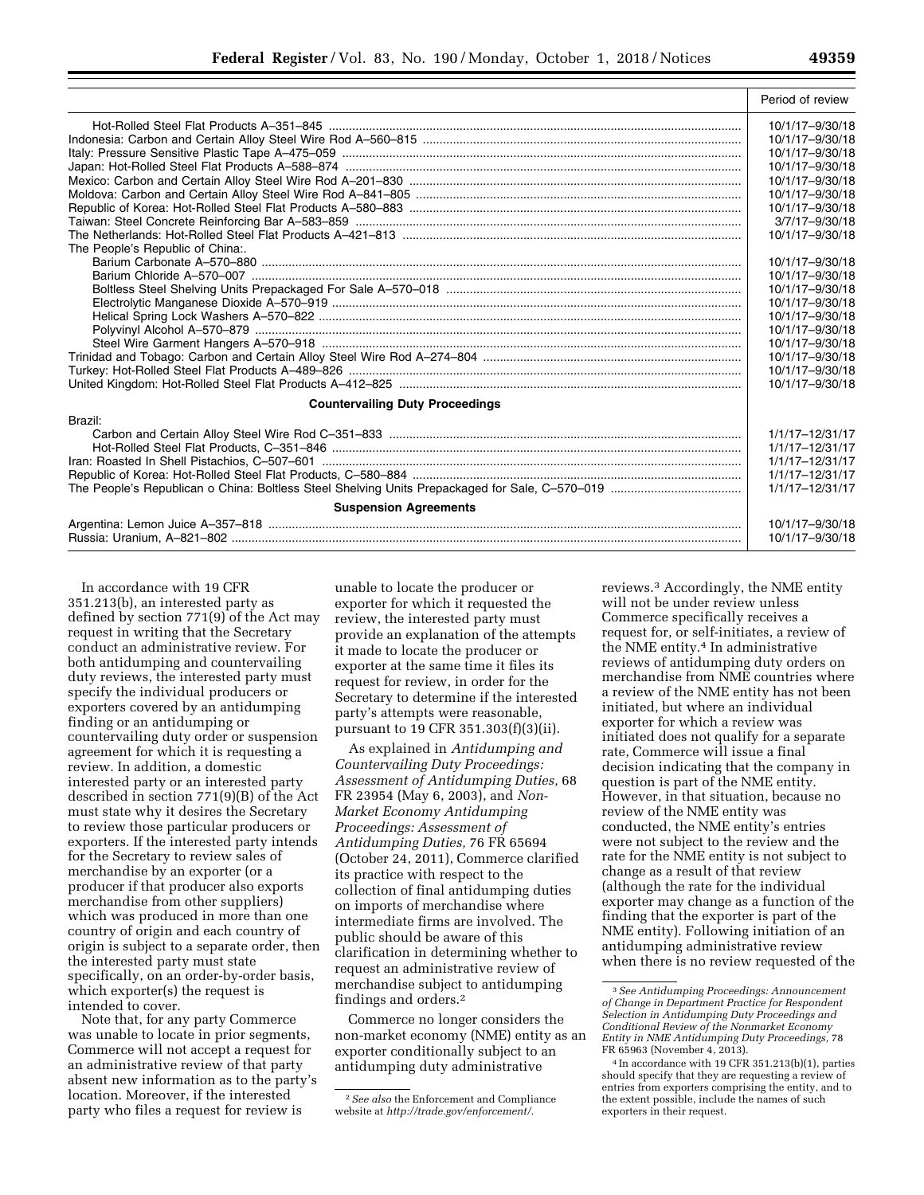| | Period of review |
|---|---|
| Hot-Rolled Steel Flat Products A–351–845 | 10/1/17–9/30/18 |
| Indonesia: Carbon and Certain Alloy Steel Wire Rod A–560–815 | 10/1/17–9/30/18 |
| Italy: Pressure Sensitive Plastic Tape A–475–059 | 10/1/17–9/30/18 |
| Japan: Hot-Rolled Steel Flat Products A–588–874 | 10/1/17–9/30/18 |
| Mexico: Carbon and Certain Alloy Steel Wire Rod A–201–830 | 10/1/17–9/30/18 |
| Moldova: Carbon and Certain Alloy Steel Wire Rod A–841–805 | 10/1/17–9/30/18 |
| Republic of Korea: Hot-Rolled Steel Flat Products A–580–883 | 10/1/17–9/30/18 |
| Taiwan: Steel Concrete Reinforcing Bar A–583–859 | 3/7/17–9/30/18 |
| The Netherlands: Hot-Rolled Steel Flat Products A–421–813 | 10/1/17–9/30/18 |
| The People's Republic of China:. | |
| Barium Carbonate A–570–880 | 10/1/17–9/30/18 |
| Barium Chloride A–570–007 | 10/1/17–9/30/18 |
| Boltless Steel Shelving Units Prepackaged For Sale A–570–018 | 10/1/17–9/30/18 |
| Electrolytic Manganese Dioxide A–570–919 | 10/1/17–9/30/18 |
| Helical Spring Lock Washers A–570–822 | 10/1/17–9/30/18 |
| Polyvinyl Alcohol A–570–879 | 10/1/17–9/30/18 |
| Steel Wire Garment Hangers A–570–918 | 10/1/17–9/30/18 |
| Trinidad and Tobago: Carbon and Certain Alloy Steel Wire Rod A–274–804 | 10/1/17–9/30/18 |
| Turkey: Hot-Rolled Steel Flat Products A–489–826 | 10/1/17–9/30/18 |
| United Kingdom: Hot-Rolled Steel Flat Products A–412–825 | 10/1/17–9/30/18 |
| **Countervailing Duty Proceedings** | |
| Brazil: | |
| Carbon and Certain Alloy Steel Wire Rod C–351–833 | 1/1/17–12/31/17 |
| Hot-Rolled Steel Flat Products, C–351–846 | 1/1/17–12/31/17 |
| Iran: Roasted In Shell Pistachios, C–507–601 | 1/1/17–12/31/17 |
| Republic of Korea: Hot-Rolled Steel Flat Products, C–580–884 | 1/1/17–12/31/17 |
| The People's Republican o China: Boltless Steel Shelving Units Prepackaged for Sale, C–570–019 | 1/1/17–12/31/17 |
| **Suspension Agreements** | |
| Argentina: Lemon Juice A–357–818 | 10/1/17–9/30/18 |
| Russia: Uranium, A–821–802 | 10/1/17–9/30/18 |

In accordance with 19 CFR 351.213(b), an interested party as defined by section 771(9) of the Act may request in writing that the Secretary conduct an administrative review. For both antidumping and countervailing duty reviews, the interested party must specify the individual producers or exporters covered by an antidumping finding or an antidumping or countervailing duty order or suspension agreement for which it is requesting a review. In addition, a domestic interested party or an interested party described in section 771(9)(B) of the Act must state why it desires the Secretary to review those particular producers or exporters. If the interested party intends for the Secretary to review sales of merchandise by an exporter (or a producer if that producer also exports merchandise from other suppliers) which was produced in more than one country of origin and each country of origin is subject to a separate order, then the interested party must state specifically, on an order-by-order basis, which exporter(s) the request is intended to cover.

Note that, for any party Commerce was unable to locate in prior segments, Commerce will not accept a request for an administrative review of that party absent new information as to the party's location. Moreover, if the interested party who files a request for review is unable to locate the producer or exporter for which it requested the review, the interested party must provide an explanation of the attempts it made to locate the producer or exporter at the same time it files its request for review, in order for the Secretary to determine if the interested party's attempts were reasonable, pursuant to 19 CFR 351.303(f)(3)(ii).

As explained in *Antidumping and Countervailing Duty Proceedings: Assessment of Antidumping Duties,* 68 FR 23954 (May 6, 2003), and *Non-Market Economy Antidumping Proceedings: Assessment of Antidumping Duties,* 76 FR 65694 (October 24, 2011), Commerce clarified its practice with respect to the collection of final antidumping duties on imports of merchandise where intermediate firms are involved. The public should be aware of this clarification in determining whether to request an administrative review of merchandise subject to antidumping findings and orders.[2]

Commerce no longer considers the non-market economy (NME) entity as an exporter conditionally subject to an antidumping duty administrative reviews.[3] Accordingly, the NME entity will not be under review unless Commerce specifically receives a request for, or self-initiates, a review of the NME entity.[4] In administrative reviews of antidumping duty orders on merchandise from NME countries where a review of the NME entity has not been initiated, but where an individual exporter for which a review was initiated does not qualify for a separate rate, Commerce will issue a final decision indicating that the company in question is part of the NME entity. However, in that situation, because no review of the NME entity was conducted, the NME entity's entries were not subject to the review and the rate for the NME entity is not subject to change as a result of that review (although the rate for the individual exporter may change as a function of the finding that the exporter is part of the NME entity). Following initiation of an antidumping administrative review when there is no review requested of the

[2] *See also* the Enforcement and Compliance website at *http://trade.gov/enforcement/.*

[3] *See Antidumping Proceedings: Announcement of Change in Department Practice for Respondent Selection in Antidumping Duty Proceedings and Conditional Review of the Nonmarket Economy Entity in NME Antidumping Duty Proceedings,* 78 FR 65963 (November 4, 2013).

[4] In accordance with 19 CFR 351.213(b)(1), parties should specify that they are requesting a review of entries from exporters comprising the entity, and to the extent possible, include the names of such exporters in their request.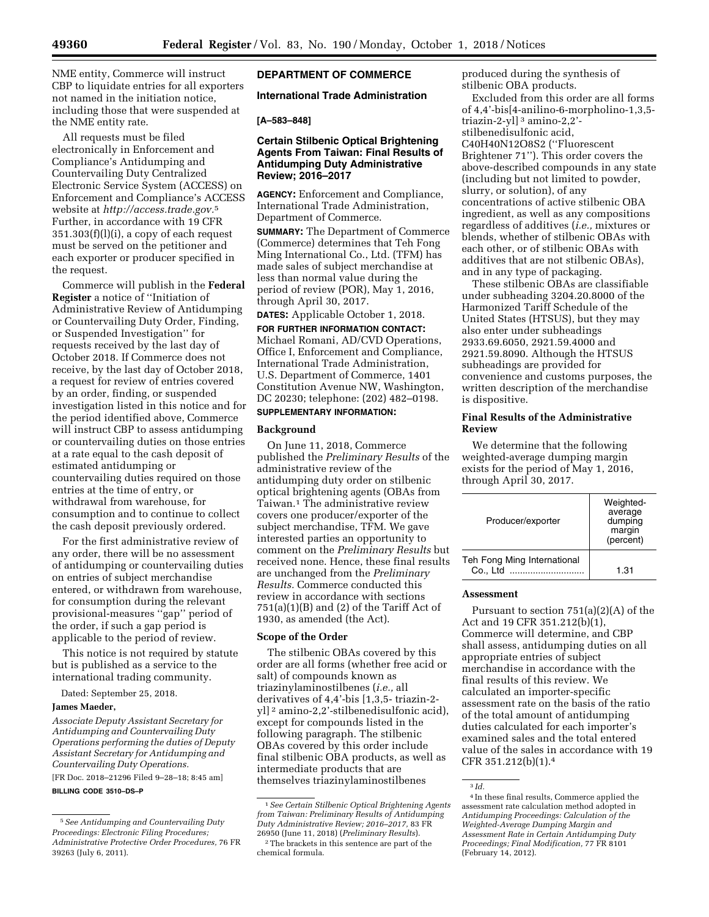NME entity, Commerce will instruct CBP to liquidate entries for all exporters not named in the initiation notice, including those that were suspended at the NME entity rate.

All requests must be filed electronically in Enforcement and Compliance's Antidumping and Countervailing Duty Centralized Electronic Service System (ACCESS) on Enforcement and Compliance's ACCESS website at *http://access.trade.gov*.[5] Further, in accordance with 19 CFR 351.303(f)(l)(i), a copy of each request must be served on the petitioner and each exporter or producer specified in the request.

Commerce will publish in the **Federal Register** a notice of ''Initiation of Administrative Review of Antidumping or Countervailing Duty Order, Finding, or Suspended Investigation'' for requests received by the last day of October 2018. If Commerce does not receive, by the last day of October 2018, a request for review of entries covered by an order, finding, or suspended investigation listed in this notice and for the period identified above, Commerce will instruct CBP to assess antidumping or countervailing duties on those entries at a rate equal to the cash deposit of estimated antidumping or countervailing duties required on those entries at the time of entry, or withdrawal from warehouse, for consumption and to continue to collect the cash deposit previously ordered.

For the first administrative review of any order, there will be no assessment of antidumping or countervailing duties on entries of subject merchandise entered, or withdrawn from warehouse, for consumption during the relevant provisional-measures ''gap'' period of the order, if such a gap period is applicable to the period of review.

This notice is not required by statute but is published as a service to the international trading community.

Dated: September 25, 2018.

**James Maeder,**

*Associate Deputy Assistant Secretary for Antidumping and Countervailing Duty Operations performing the duties of Deputy Assistant Secretary for Antidumping and Countervailing Duty Operations.*

[FR Doc. 2018–21296 Filed 9–28–18; 8:45 am]

**BILLING CODE 3510–DS–P**

[5] *See Antidumping and Countervailing Duty Proceedings: Electronic Filing Procedures; Administrative Protective Order Procedures,* 76 FR 39263 (July 6, 2011).

## DEPARTMENT OF COMMERCE

### International Trade Administration

**[A–583–848]**

### Certain Stilbenic Optical Brightening Agents From Taiwan: Final Results of Antidumping Duty Administrative Review; 2016–2017

**AGENCY:** Enforcement and Compliance, International Trade Administration, Department of Commerce.

**SUMMARY:** The Department of Commerce (Commerce) determines that Teh Fong Ming International Co., Ltd. (TFM) has made sales of subject merchandise at less than normal value during the period of review (POR), May 1, 2016, through April 30, 2017.

**DATES:** Applicable October 1, 2018.

**FOR FURTHER INFORMATION CONTACT:** Michael Romani, AD/CVD Operations, Office I, Enforcement and Compliance, International Trade Administration, U.S. Department of Commerce, 1401 Constitution Avenue NW, Washington, DC 20230; telephone: (202) 482–0198.

**SUPPLEMENTARY INFORMATION:**

#### Background

On June 11, 2018, Commerce published the *Preliminary Results* of the administrative review of the antidumping duty order on stilbenic optical brightening agents (OBAs from Taiwan.[1] The administrative review covers one producer/exporter of the subject merchandise, TFM. We gave interested parties an opportunity to comment on the *Preliminary Results* but received none. Hence, these final results are unchanged from the *Preliminary Results.* Commerce conducted this review in accordance with sections 751(a)(1)(B) and (2) of the Tariff Act of 1930, as amended (the Act).

#### Scope of the Order

The stilbenic OBAs covered by this order are all forms (whether free acid or salt) of compounds known as triazinylaminostilbenes (*i.e.,* all derivatives of 4,4'-bis [1,3,5- triazin-2-yl] [2] amino-2,2'-stilbenedisulfonic acid), except for compounds listed in the following paragraph. The stilbenic OBAs covered by this order include final stilbenic OBA products, as well as intermediate products that are themselves triazinylaminostilbenes produced during the synthesis of stilbenic OBA products.

Excluded from this order are all forms of 4,4'-bis[4-anilino-6-morpholino-1,3,5-triazin-2-yl] [3] amino-2,2'-stilbenedisulfonic acid, $C_{40}H_{40}N_{12}O_8S_2$ (''Fluorescent Brightener 71''). This order covers the above-described compounds in any state (including but not limited to powder, slurry, or solution), of any concentrations of active stilbenic OBA ingredient, as well as any compositions regardless of additives (*i.e.,* mixtures or blends, whether of stilbenic OBAs with each other, or of stilbenic OBAs with additives that are not stilbenic OBAs), and in any type of packaging.

These stilbenic OBAs are classifiable under subheading 3204.20.8000 of the Harmonized Tariff Schedule of the United States (HTSUS), but they may also enter under subheadings 2933.69.6050, 2921.59.4000 and 2921.59.8090. Although the HTSUS subheadings are provided for convenience and customs purposes, the written description of the merchandise is dispositive.

#### Final Results of the Administrative Review

We determine that the following weighted-average dumping margin exists for the period of May 1, 2016, through April 30, 2017.

| Producer/exporter | Weighted-average dumping margin (percent) |
|---|---|
| Teh Fong Ming International Co., Ltd | 1.31 |

#### Assessment

Pursuant to section 751(a)(2)(A) of the Act and 19 CFR 351.212(b)(1), Commerce will determine, and CBP shall assess, antidumping duties on all appropriate entries of subject merchandise in accordance with the final results of this review. We calculated an importer-specific assessment rate on the basis of the ratio of the total amount of antidumping duties calculated for each importer's examined sales and the total entered value of the sales in accordance with 19 CFR 351.212(b)(1).[4]

[1] *See Certain Stilbenic Optical Brightening Agents from Taiwan: Preliminary Results of Antidumping Duty Administrative Review; 2016–2017,* 83 FR 26950 (June 11, 2018) (*Preliminary Results*).

[2] The brackets in this sentence are part of the chemical formula.

[3] *Id.*

[4] In these final results, Commerce applied the assessment rate calculation method adopted in *Antidumping Proceedings: Calculation of the Weighted-Average Dumping Margin and Assessment Rate in Certain Antidumping Duty Proceedings; Final Modification,* 77 FR 8101 (February 14, 2012).